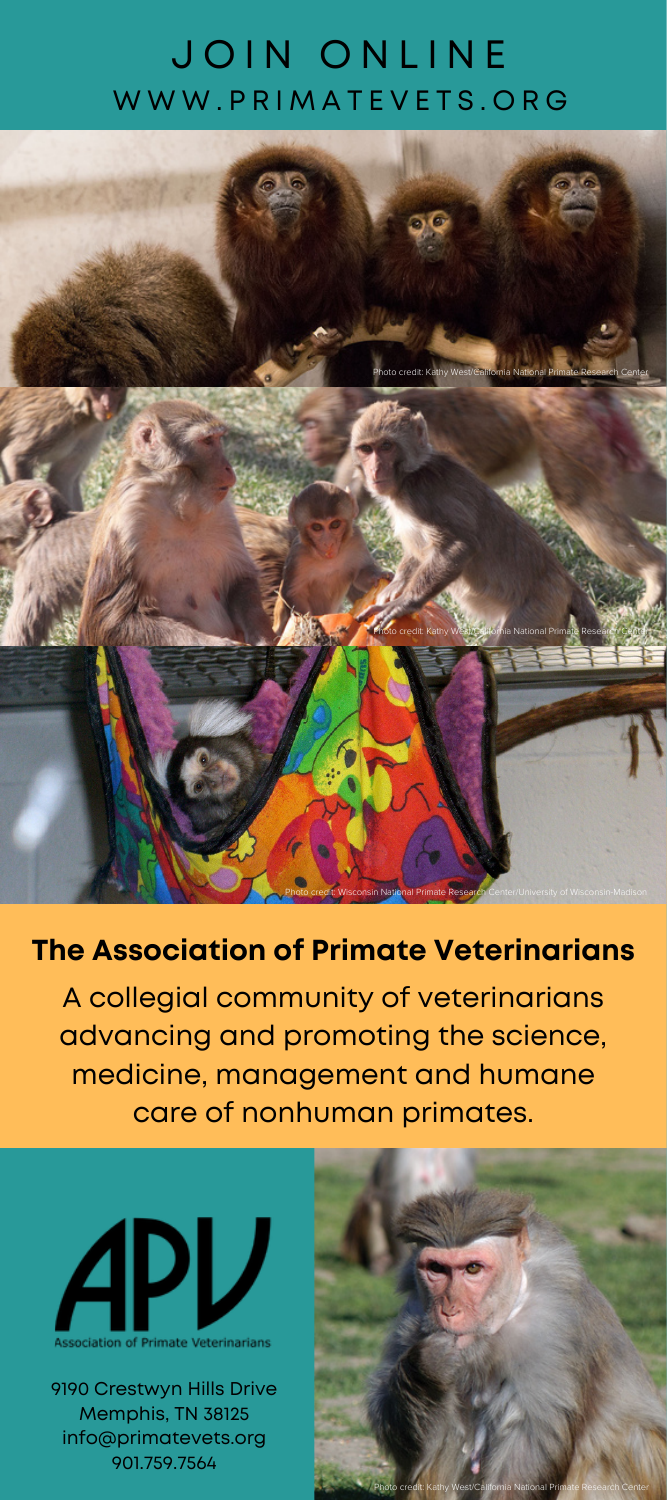# JOIN ONLINE

## WWW.PRIMATEVETS.ORG

Photo credit: Kathy West/California National Primate Research Center

Photo credit: Kathy West/California National Primate Research Center

Photo credit: Wisconsin National Primate Research Center/University of Wisconsin-Madison

## The Association of Primate Veterinarians

A collegial community of veterinarians advancing and promoting the science, medicine, management and humane care of nonhuman primates.

APV

Association of Primate Veterinarians

9190 Crestwyn Hills Drive
Memphis, TN 38125
info@primatevets.org
901.759.7564

Photo credit: Kathy West/California National Primate Research Center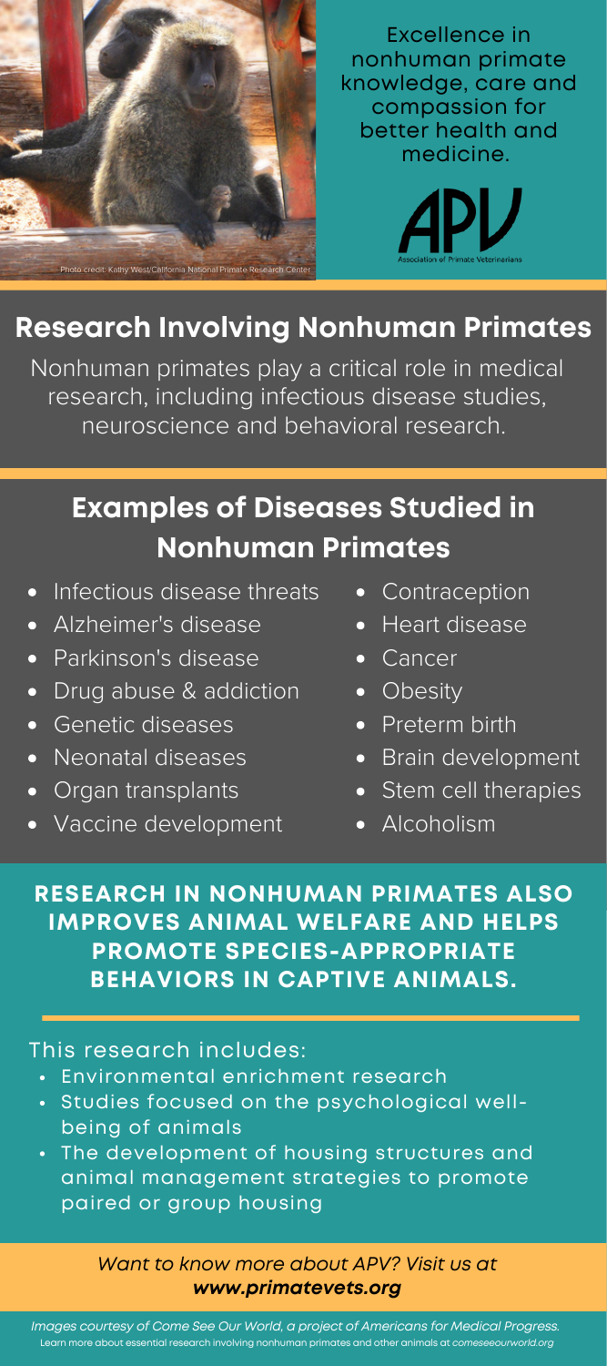Photo credit: Kathy West/California National Primate Research Center

Excellence in nonhuman primate knowledge, care and compassion for better health and medicine.

APV

Association of Primate Veterinarians

## Research Involving Nonhuman Primates

Nonhuman primates play a critical role in medical research, including infectious disease studies, neuroscience and behavioral research.

## Examples of Diseases Studied in Nonhuman Primates

- Infectious disease threats
- Alzheimer's disease
- Parkinson's disease
- Drug abuse & addiction
- Genetic diseases
- Neonatal diseases
- Organ transplants
- Vaccine development
- Contraception
- Heart disease
- Cancer
- Obesity
- Preterm birth
- Brain development
- Stem cell therapies
- Alcoholism

**RESEARCH IN NONHUMAN PRIMATES ALSO IMPROVES ANIMAL WELFARE AND HELPS PROMOTE SPECIES-APPROPRIATE BEHAVIORS IN CAPTIVE ANIMALS.**

This research includes:

- Environmental enrichment research
- Studies focused on the psychological well-being of animals
- The development of housing structures and animal management strategies to promote paired or group housing

*Want to know more about APV? Visit us at* ***www.primatevets.org***

*Images courtesy of Come See Our World, a project of Americans for Medical Progress.*
Learn more about essential research involving nonhuman primates and other animals at *comeseeourworld.org*